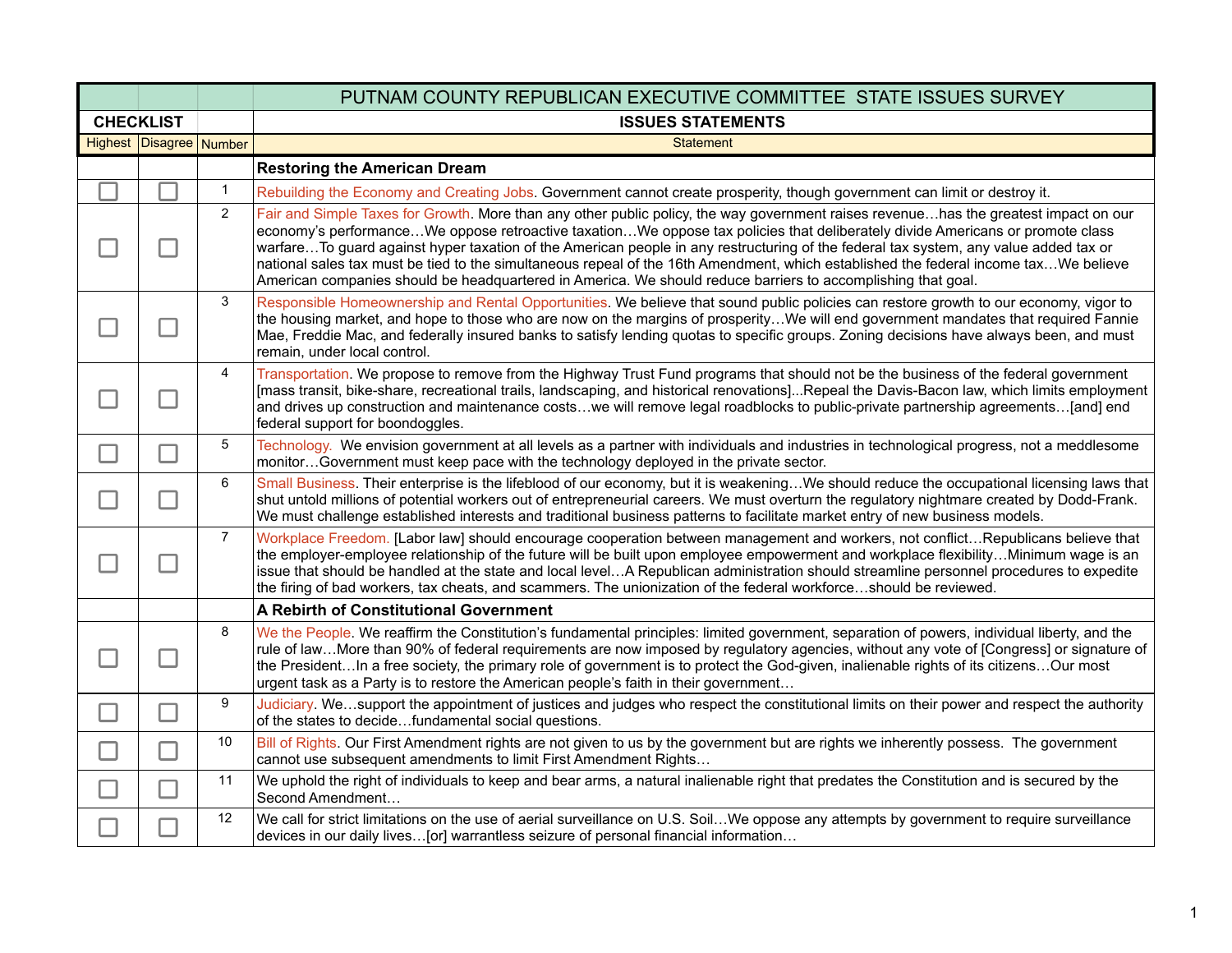| | | | PUTNAM COUNTY REPUBLICAN EXECUTIVE COMMITTEE STATE ISSUES SURVEY |
|---|---|---|---|
| **CHECKLIST** | | | **ISSUES STATEMENTS** |
| Highest | Disagree | Number | Statement |
| | | | **Restoring the American Dream** |
| ☐ | ☐ | 1 | Rebuilding the Economy and Creating Jobs. Government cannot create prosperity, though government can limit or destroy it. |
| ☐ | ☐ | 2 | Fair and Simple Taxes for Growth. More than any other public policy, the way government raises revenue…has the greatest impact on our economy's performance…We oppose retroactive taxation…We oppose tax policies that deliberately divide Americans or promote class warfare…To guard against hyper taxation of the American people in any restructuring of the federal tax system, any value added tax or national sales tax must be tied to the simultaneous repeal of the 16th Amendment, which established the federal income tax…We believe American companies should be headquartered in America. We should reduce barriers to accomplishing that goal. |
| ☐ | ☐ | 3 | Responsible Homeownership and Rental Opportunities. We believe that sound public policies can restore growth to our economy, vigor to the housing market, and hope to those who are now on the margins of prosperity…We will end government mandates that required Fannie Mae, Freddie Mac, and federally insured banks to satisfy lending quotas to specific groups. Zoning decisions have always been, and must remain, under local control. |
| ☐ | ☐ | 4 | Transportation. We propose to remove from the Highway Trust Fund programs that should not be the business of the federal government [mass transit, bike-share, recreational trails, landscaping, and historical renovations]...Repeal the Davis-Bacon law, which limits employment and drives up construction and maintenance costs…we will remove legal roadblocks to public-private partnership agreements…[and] end federal support for boondoggles. |
| ☐ | ☐ | 5 | Technology. We envision government at all levels as a partner with individuals and industries in technological progress, not a meddlesome monitor…Government must keep pace with the technology deployed in the private sector. |
| ☐ | ☐ | 6 | Small Business. Their enterprise is the lifeblood of our economy, but it is weakening…We should reduce the occupational licensing laws that shut untold millions of potential workers out of entrepreneurial careers. We must overturn the regulatory nightmare created by Dodd-Frank. We must challenge established interests and traditional business patterns to facilitate market entry of new business models. |
| ☐ | ☐ | 7 | Workplace Freedom. [Labor law] should encourage cooperation between management and workers, not conflict…Republicans believe that the employer-employee relationship of the future will be built upon employee empowerment and workplace flexibility…Minimum wage is an issue that should be handled at the state and local level…A Republican administration should streamline personnel procedures to expedite the firing of bad workers, tax cheats, and scammers. The unionization of the federal workforce…should be reviewed. |
| | | | **A Rebirth of Constitutional Government** |
| ☐ | ☐ | 8 | We the People. We reaffirm the Constitution's fundamental principles: limited government, separation of powers, individual liberty, and the rule of law…More than 90% of federal requirements are now imposed by regulatory agencies, without any vote of [Congress] or signature of the President…In a free society, the primary role of government is to protect the God-given, inalienable rights of its citizens…Our most urgent task as a Party is to restore the American people's faith in their government… |
| ☐ | ☐ | 9 | Judiciary. We…support the appointment of justices and judges who respect the constitutional limits on their power and respect the authority of the states to decide…fundamental social questions. |
| ☐ | ☐ | 10 | Bill of Rights. Our First Amendment rights are not given to us by the government but are rights we inherently possess. The government cannot use subsequent amendments to limit First Amendment Rights… |
| ☐ | ☐ | 11 | We uphold the right of individuals to keep and bear arms, a natural inalienable right that predates the Constitution and is secured by the Second Amendment… |
| ☐ | ☐ | 12 | We call for strict limitations on the use of aerial surveillance on U.S. Soil…We oppose any attempts by government to require surveillance devices in our daily lives…[or] warrantless seizure of personal financial information… |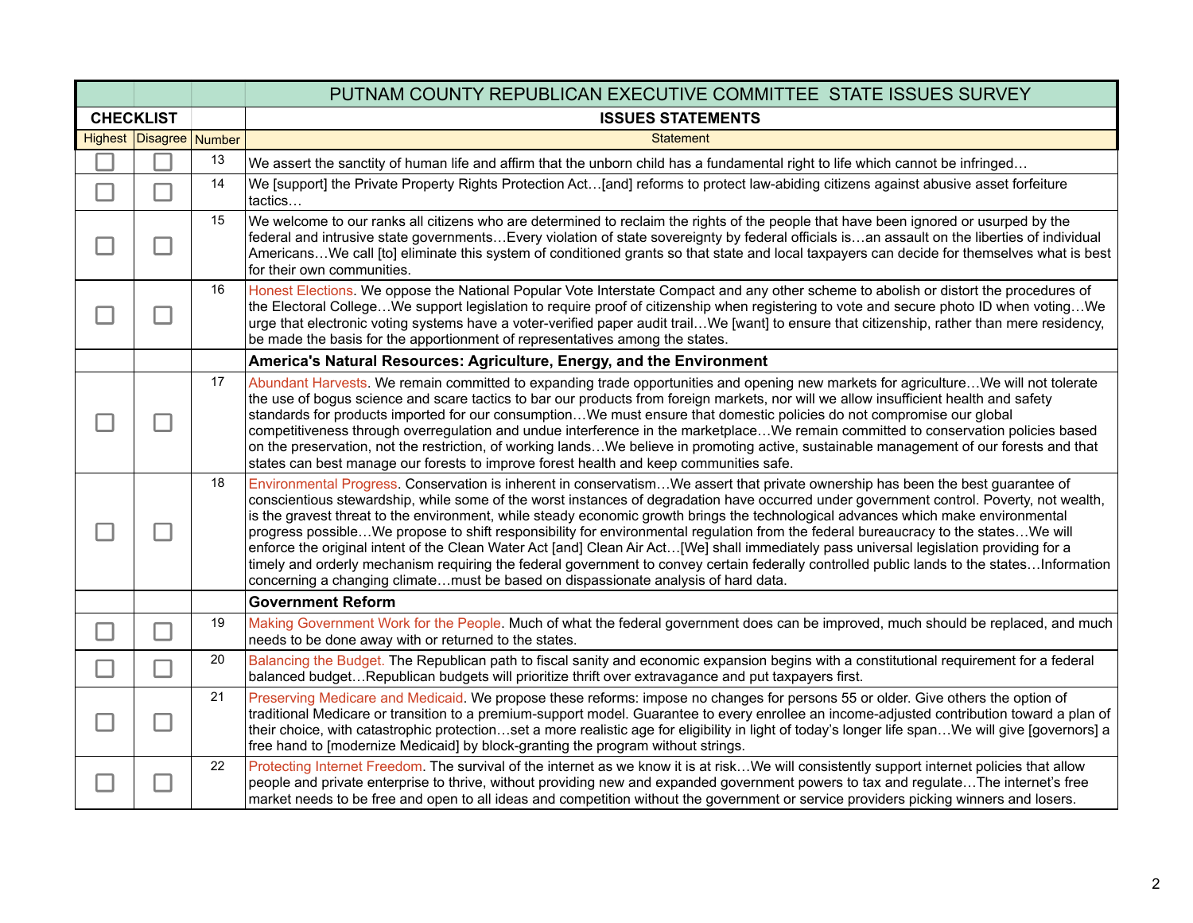| | | | PUTNAM COUNTY REPUBLICAN EXECUTIVE COMMITTEE STATE ISSUES SURVEY |
|---|---|---|---|
| **CHECKLIST** | | | **ISSUES STATEMENTS** |
| Highest | Disagree | Number | Statement |
| ☐ | ☐ | 13 | We assert the sanctity of human life and affirm that the unborn child has a fundamental right to life which cannot be infringed… |
| ☐ | ☐ | 14 | We [support] the Private Property Rights Protection Act…[and] reforms to protect law-abiding citizens against abusive asset forfeiture tactics… |
| ☐ | ☐ | 15 | We welcome to our ranks all citizens who are determined to reclaim the rights of the people that have been ignored or usurped by the federal and intrusive state governments…Every violation of state sovereignty by federal officials is…an assault on the liberties of individual Americans…We call [to] eliminate this system of conditioned grants so that state and local taxpayers can decide for themselves what is best for their own communities. |
| ☐ | ☐ | 16 | Honest Elections. We oppose the National Popular Vote Interstate Compact and any other scheme to abolish or distort the procedures of the Electoral College…We support legislation to require proof of citizenship when registering to vote and secure photo ID when voting…We urge that electronic voting systems have a voter-verified paper audit trail…We [want] to ensure that citizenship, rather than mere residency, be made the basis for the apportionment of representatives among the states. |
| | | | **America's Natural Resources: Agriculture, Energy, and the Environment** |
| ☐ | ☐ | 17 | Abundant Harvests. We remain committed to expanding trade opportunities and opening new markets for agriculture…We will not tolerate the use of bogus science and scare tactics to bar our products from foreign markets, nor will we allow insufficient health and safety standards for products imported for our consumption…We must ensure that domestic policies do not compromise our global competitiveness through overregulation and undue interference in the marketplace…We remain committed to conservation policies based on the preservation, not the restriction, of working lands…We believe in promoting active, sustainable management of our forests and that states can best manage our forests to improve forest health and keep communities safe. |
| ☐ | ☐ | 18 | Environmental Progress. Conservation is inherent in conservatism…We assert that private ownership has been the best guarantee of conscientious stewardship, while some of the worst instances of degradation have occurred under government control. Poverty, not wealth, is the gravest threat to the environment, while steady economic growth brings the technological advances which make environmental progress possible…We propose to shift responsibility for environmental regulation from the federal bureaucracy to the states…We will enforce the original intent of the Clean Water Act [and] Clean Air Act…[We] shall immediately pass universal legislation providing for a timely and orderly mechanism requiring the federal government to convey certain federally controlled public lands to the states…Information concerning a changing climate…must be based on dispassionate analysis of hard data. |
| | | | **Government Reform** |
| ☐ | ☐ | 19 | Making Government Work for the People. Much of what the federal government does can be improved, much should be replaced, and much needs to be done away with or returned to the states. |
| ☐ | ☐ | 20 | Balancing the Budget. The Republican path to fiscal sanity and economic expansion begins with a constitutional requirement for a federal balanced budget…Republican budgets will prioritize thrift over extravagance and put taxpayers first. |
| ☐ | ☐ | 21 | Preserving Medicare and Medicaid. We propose these reforms: impose no changes for persons 55 or older. Give others the option of traditional Medicare or transition to a premium-support model. Guarantee to every enrollee an income-adjusted contribution toward a plan of their choice, with catastrophic protection…set a more realistic age for eligibility in light of today's longer life span…We will give [governors] a free hand to [modernize Medicaid] by block-granting the program without strings. |
| ☐ | ☐ | 22 | Protecting Internet Freedom. The survival of the internet as we know it is at risk…We will consistently support internet policies that allow people and private enterprise to thrive, without providing new and expanded government powers to tax and regulate…The internet's free market needs to be free and open to all ideas and competition without the government or service providers picking winners and losers. |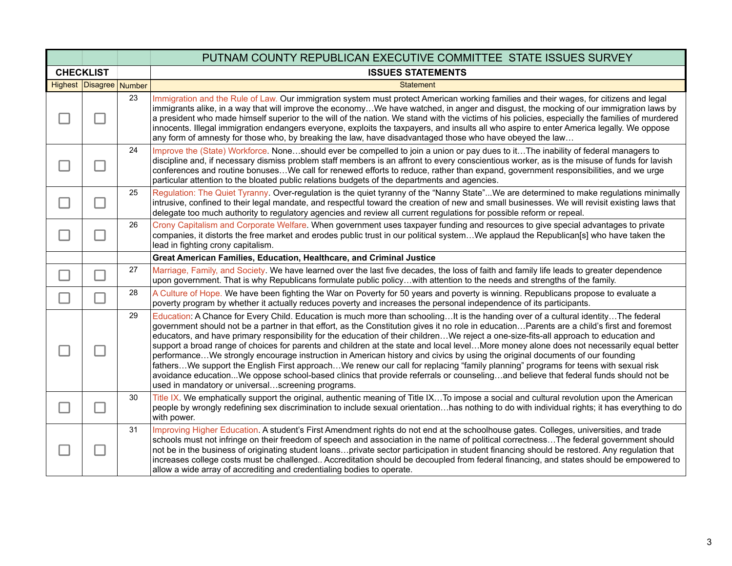| | | | PUTNAM COUNTY REPUBLICAN EXECUTIVE COMMITTEE STATE ISSUES SURVEY |
|---|---|---|---|
| **CHECKLIST** | | | **ISSUES STATEMENTS** |
| Highest | Disagree | Number | Statement |
| ☐ | ☐ | 23 | Immigration and the Rule of Law. Our immigration system must protect American working families and their wages, for citizens and legal immigrants alike, in a way that will improve the economy…We have watched, in anger and disgust, the mocking of our immigration laws by a president who made himself superior to the will of the nation. We stand with the victims of his policies, especially the families of murdered innocents. Illegal immigration endangers everyone, exploits the taxpayers, and insults all who aspire to enter America legally. We oppose any form of amnesty for those who, by breaking the law, have disadvantaged those who have obeyed the law… |
| ☐ | ☐ | 24 | Improve the (State) Workforce. None…should ever be compelled to join a union or pay dues to it…The inability of federal managers to discipline and, if necessary dismiss problem staff members is an affront to every conscientious worker, as is the misuse of funds for lavish conferences and routine bonuses…We call for renewed efforts to reduce, rather than expand, government responsibilities, and we urge particular attention to the bloated public relations budgets of the departments and agencies. |
| ☐ | ☐ | 25 | Regulation: The Quiet Tyranny. Over-regulation is the quiet tyranny of the "Nanny State"...We are determined to make regulations minimally intrusive, confined to their legal mandate, and respectful toward the creation of new and small businesses. We will revisit existing laws that delegate too much authority to regulatory agencies and review all current regulations for possible reform or repeal. |
| ☐ | ☐ | 26 | Crony Capitalism and Corporate Welfare. When government uses taxpayer funding and resources to give special advantages to private companies, it distorts the free market and erodes public trust in our political system…We applaud the Republican[s] who have taken the lead in fighting crony capitalism. |
| | | | **Great American Families, Education, Healthcare, and Criminal Justice** |
| ☐ | ☐ | 27 | Marriage, Family, and Society. We have learned over the last five decades, the loss of faith and family life leads to greater dependence upon government. That is why Republicans formulate public policy…with attention to the needs and strengths of the family. |
| ☐ | ☐ | 28 | A Culture of Hope. We have been fighting the War on Poverty for 50 years and poverty is winning. Republicans propose to evaluate a poverty program by whether it actually reduces poverty and increases the personal independence of its participants. |
| ☐ | ☐ | 29 | Education: A Chance for Every Child. Education is much more than schooling…It is the handing over of a cultural identity…The federal government should not be a partner in that effort, as the Constitution gives it no role in education…Parents are a child's first and foremost educators, and have primary responsibility for the education of their children…We reject a one-size-fits-all approach to education and support a broad range of choices for parents and children at the state and local level…More money alone does not necessarily equal better performance…We strongly encourage instruction in American history and civics by using the original documents of our founding fathers…We support the English First approach…We renew our call for replacing "family planning" programs for teens with sexual risk avoidance education...We oppose school-based clinics that provide referrals or counseling…and believe that federal funds should not be used in mandatory or universal…screening programs. |
| ☐ | ☐ | 30 | Title IX. We emphatically support the original, authentic meaning of Title IX…To impose a social and cultural revolution upon the American people by wrongly redefining sex discrimination to include sexual orientation…has nothing to do with individual rights; it has everything to do with power. |
| ☐ | ☐ | 31 | Improving Higher Education. A student's First Amendment rights do not end at the schoolhouse gates. Colleges, universities, and trade schools must not infringe on their freedom of speech and association in the name of political correctness…The federal government should not be in the business of originating student loans…private sector participation in student financing should be restored. Any regulation that increases college costs must be challenged.. Accreditation should be decoupled from federal financing, and states should be empowered to allow a wide array of accrediting and credentialing bodies to operate. |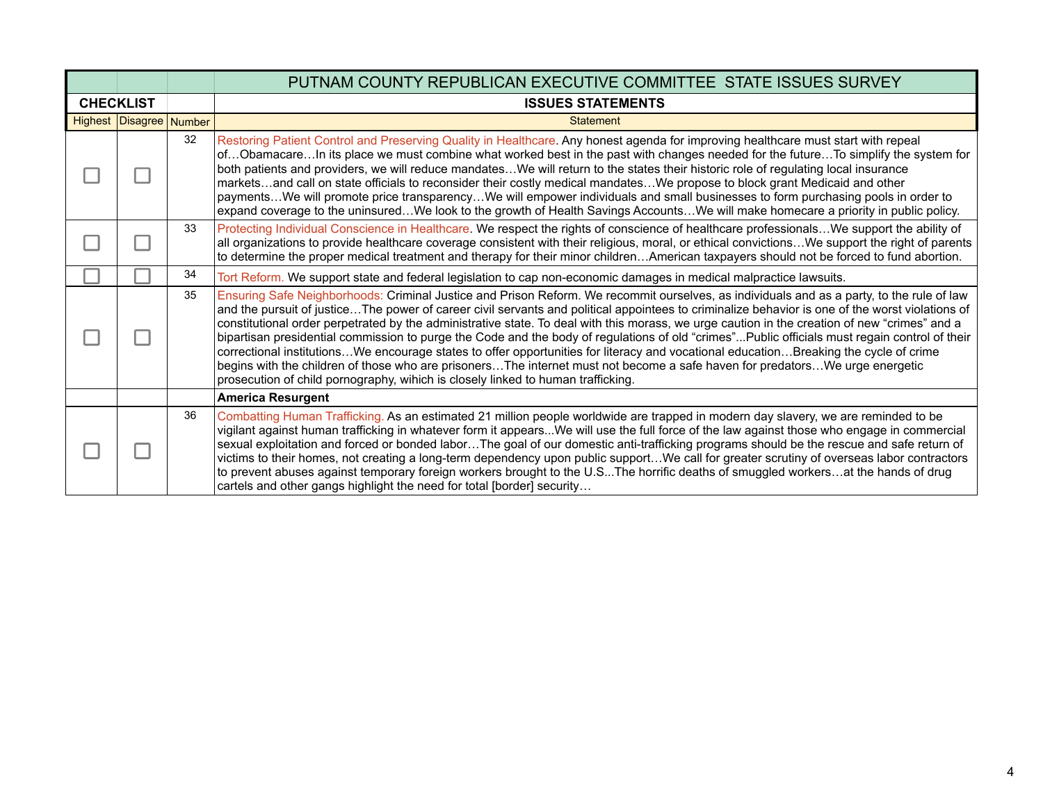| PUTNAM COUNTY REPUBLICAN EXECUTIVE COMMITTEE STATE ISSUES SURVEY | | | |
|---|---|---|---|
| **CHECKLIST** | | | **ISSUES STATEMENTS** |
| Highest | Disagree | Number | Statement |
| ☐ | ☐ | 32 | Restoring Patient Control and Preserving Quality in Healthcare. Any honest agenda for improving healthcare must start with repeal of…Obamacare…In its place we must combine what worked best in the past with changes needed for the future…To simplify the system for both patients and providers, we will reduce mandates…We will return to the states their historic role of regulating local insurance markets…and call on state officials to reconsider their costly medical mandates…We propose to block grant Medicaid and other payments…We will promote price transparency…We will empower individuals and small businesses to form purchasing pools in order to expand coverage to the uninsured…We look to the growth of Health Savings Accounts…We will make homecare a priority in public policy. |
| ☐ | ☐ | 33 | Protecting Individual Conscience in Healthcare. We respect the rights of conscience of healthcare professionals…We support the ability of all organizations to provide healthcare coverage consistent with their religious, moral, or ethical convictions…We support the right of parents to determine the proper medical treatment and therapy for their minor children…American taxpayers should not be forced to fund abortion. |
| ☐ | ☐ | 34 | Tort Reform. We support state and federal legislation to cap non-economic damages in medical malpractice lawsuits. |
| ☐ | ☐ | 35 | Ensuring Safe Neighborhoods: Criminal Justice and Prison Reform. We recommit ourselves, as individuals and as a party, to the rule of law and the pursuit of justice…The power of career civil servants and political appointees to criminalize behavior is one of the worst violations of constitutional order perpetrated by the administrative state. To deal with this morass, we urge caution in the creation of new "crimes" and a bipartisan presidential commission to purge the Code and the body of regulations of old "crimes"...Public officials must regain control of their correctional institutions…We encourage states to offer opportunities for literacy and vocational education…Breaking the cycle of crime begins with the children of those who are prisoners…The internet must not become a safe haven for predators…We urge energetic prosecution of child pornography, wihich is closely linked to human trafficking. |
| | | | **America Resurgent** |
| ☐ | ☐ | 36 | Combatting Human Trafficking. As an estimated 21 million people worldwide are trapped in modern day slavery, we are reminded to be vigilant against human trafficking in whatever form it appears...We will use the full force of the law against those who engage in commercial sexual exploitation and forced or bonded labor…The goal of our domestic anti-trafficking programs should be the rescue and safe return of victims to their homes, not creating a long-term dependency upon public support…We call for greater scrutiny of overseas labor contractors to prevent abuses against temporary foreign workers brought to the U.S...The horrific deaths of smuggled workers…at the hands of drug cartels and other gangs highlight the need for total [border] security… |